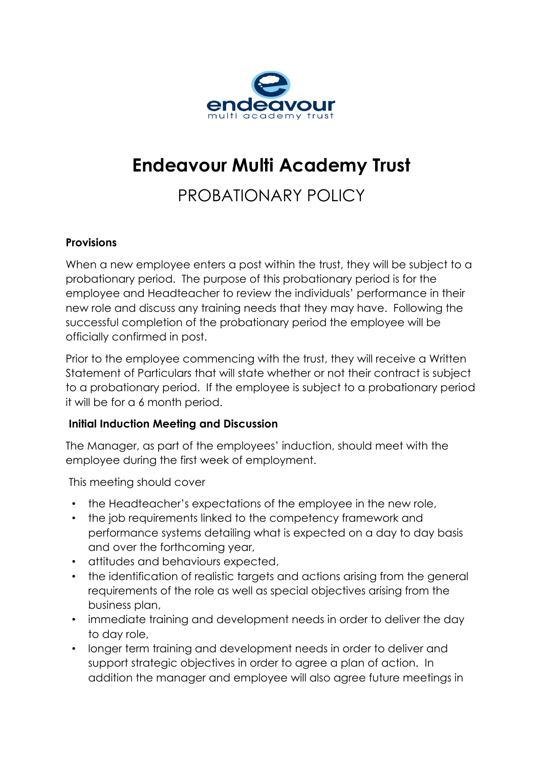# Endeavour Multi Academy Trust

## PROBATIONARY POLICY

### Provisions

When a new employee enters a post within the trust, they will be subject to a probationary period. The purpose of this probationary period is for the employee and Headteacher to review the individuals' performance in their new role and discuss any training needs that they may have. Following the successful completion of the probationary period the employee will be officially confirmed in post.

Prior to the employee commencing with the trust, they will receive a Written Statement of Particulars that will state whether or not their contract is subject to a probationary period. If the employee is subject to a probationary period it will be for a 6 month period.

### Initial Induction Meeting and Discussion

The Manager, as part of the employees' induction, should meet with the employee during the first week of employment.

This meeting should cover

- the Headteacher's expectations of the employee in the new role,
- the job requirements linked to the competency framework and performance systems detailing what is expected on a day to day basis and over the forthcoming year,
- attitudes and behaviours expected,
- the identification of realistic targets and actions arising from the general requirements of the role as well as special objectives arising from the business plan,
- immediate training and development needs in order to deliver the day to day role,
- longer term training and development needs in order to deliver and support strategic objectives in order to agree a plan of action. In addition the manager and employee will also agree future meetings in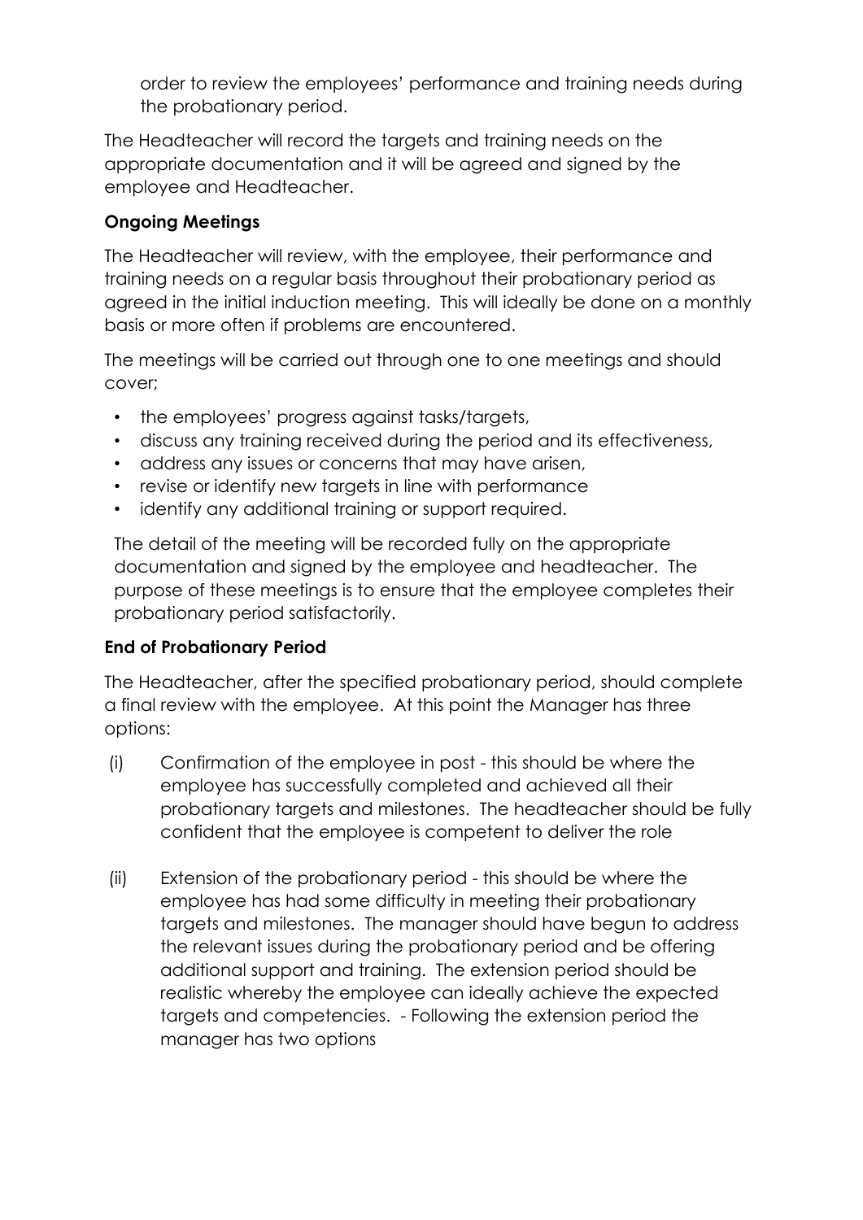order to review the employees' performance and training needs during the probationary period.

The Headteacher will record the targets and training needs on the appropriate documentation and it will be agreed and signed by the employee and Headteacher.

**Ongoing Meetings**

The Headteacher will review, with the employee, their performance and training needs on a regular basis throughout their probationary period as agreed in the initial induction meeting. This will ideally be done on a monthly basis or more often if problems are encountered.

The meetings will be carried out through one to one meetings and should cover;

- the employees' progress against tasks/targets,
- discuss any training received during the period and its effectiveness,
- address any issues or concerns that may have arisen,
- revise or identify new targets in line with performance
- identify any additional training or support required.

The detail of the meeting will be recorded fully on the appropriate documentation and signed by the employee and headteacher. The purpose of these meetings is to ensure that the employee completes their probationary period satisfactorily.

**End of Probationary Period**

The Headteacher, after the specified probationary period, should complete a final review with the employee. At this point the Manager has three options:

(i) Confirmation of the employee in post - this should be where the employee has successfully completed and achieved all their probationary targets and milestones. The headteacher should be fully confident that the employee is competent to deliver the role

(ii) Extension of the probationary period - this should be where the employee has had some difficulty in meeting their probationary targets and milestones. The manager should have begun to address the relevant issues during the probationary period and be offering additional support and training. The extension period should be realistic whereby the employee can ideally achieve the expected targets and competencies. - Following the extension period the manager has two options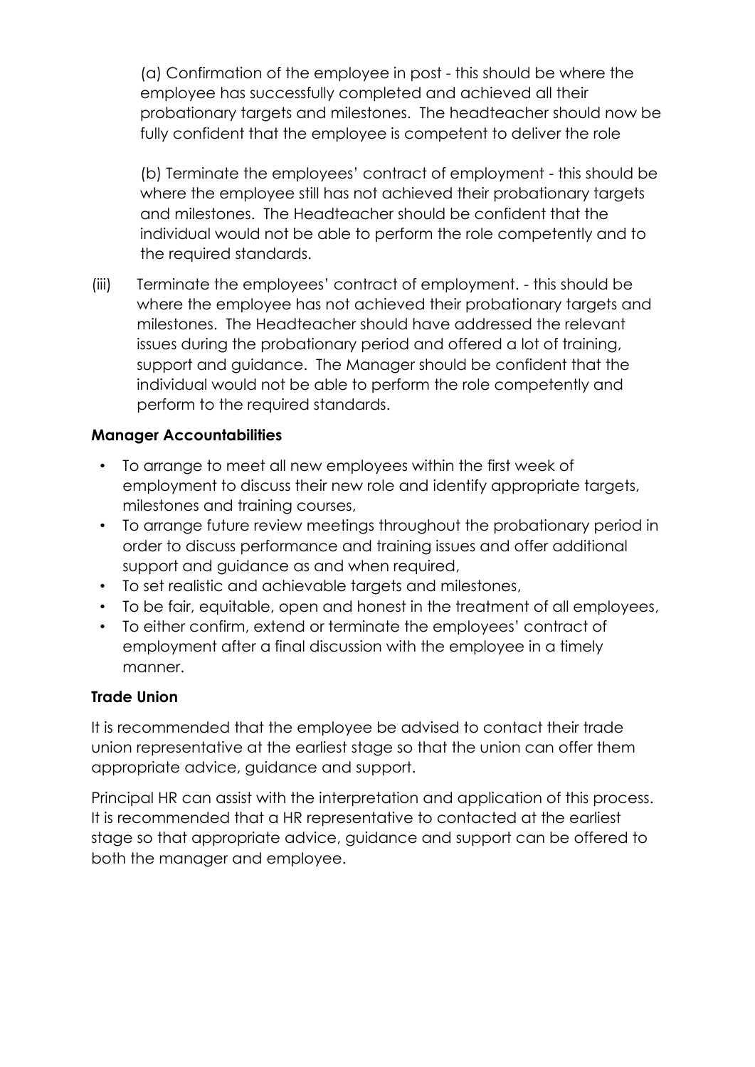(a) Confirmation of the employee in post - this should be where the employee has successfully completed and achieved all their probationary targets and milestones. The headteacher should now be fully confident that the employee is competent to deliver the role

(b) Terminate the employees' contract of employment - this should be where the employee still has not achieved their probationary targets and milestones. The Headteacher should be confident that the individual would not be able to perform the role competently and to the required standards.

(iii) Terminate the employees' contract of employment. - this should be where the employee has not achieved their probationary targets and milestones. The Headteacher should have addressed the relevant issues during the probationary period and offered a lot of training, support and guidance. The Manager should be confident that the individual would not be able to perform the role competently and perform to the required standards.

**Manager Accountabilities**

- To arrange to meet all new employees within the first week of employment to discuss their new role and identify appropriate targets, milestones and training courses,
- To arrange future review meetings throughout the probationary period in order to discuss performance and training issues and offer additional support and guidance as and when required,
- To set realistic and achievable targets and milestones,
- To be fair, equitable, open and honest in the treatment of all employees,
- To either confirm, extend or terminate the employees' contract of employment after a final discussion with the employee in a timely manner.

**Trade Union**

It is recommended that the employee be advised to contact their trade union representative at the earliest stage so that the union can offer them appropriate advice, guidance and support.

Principal HR can assist with the interpretation and application of this process. It is recommended that a HR representative to contacted at the earliest stage so that appropriate advice, guidance and support can be offered to both the manager and employee.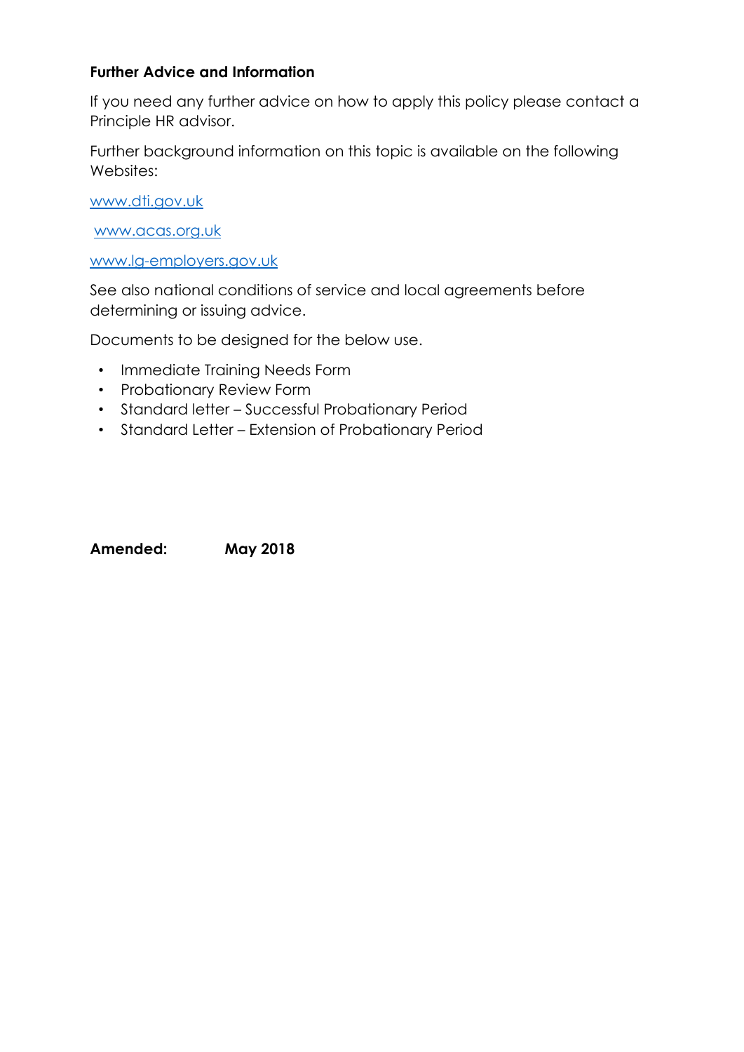### Further Advice and Information

If you need any further advice on how to apply this policy please contact a Principle HR advisor.

Further background information on this topic is available on the following Websites:

www.dti.gov.uk

www.acas.org.uk

www.lg-employers.gov.uk

See also national conditions of service and local agreements before determining or issuing advice.

Documents to be designed for the below use.

- Immediate Training Needs Form
- Probationary Review Form
- Standard letter – Successful Probationary Period
- Standard Letter – Extension of Probationary Period

**Amended: May 2018**